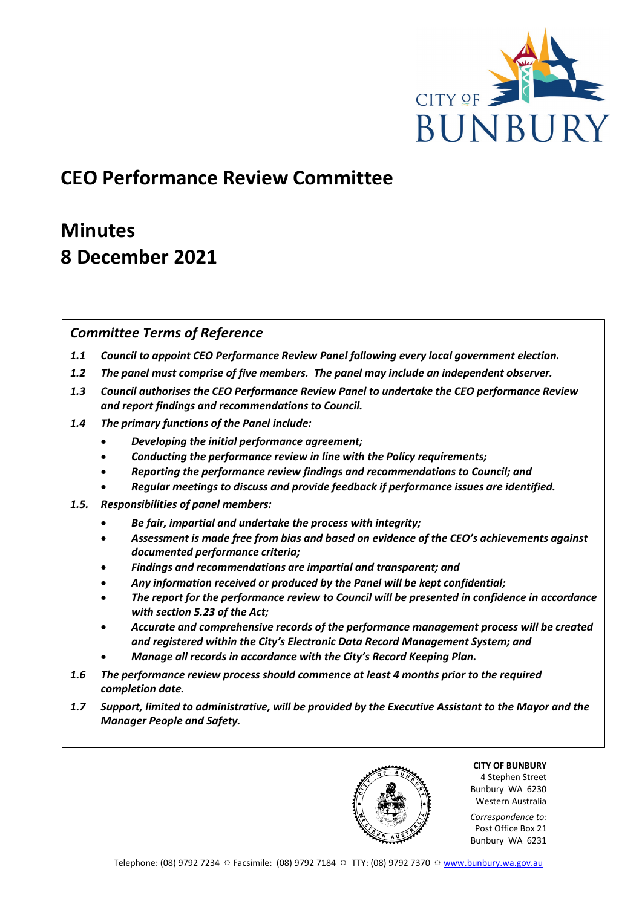# CEO Performance Review Committee

# Minutes
# 8 December 2021

## *Committee Terms of Reference*

***1.1*** ***Council to appoint CEO Performance Review Panel following every local government election.***

***1.2*** ***The panel must comprise of five members. The panel may include an independent observer.***

***1.3*** ***Council authorises the CEO Performance Review Panel to undertake the CEO performance Review and report findings and recommendations to Council.***

***1.4*** ***The primary functions of the Panel include:***

- ***Developing the initial performance agreement;***
- ***Conducting the performance review in line with the Policy requirements;***
- ***Reporting the performance review findings and recommendations to Council; and***
- ***Regular meetings to discuss and provide feedback if performance issues are identified.***

***1.5.*** ***Responsibilities of panel members:***

- ***Be fair, impartial and undertake the process with integrity;***
- ***Assessment is made free from bias and based on evidence of the CEO's achievements against documented performance criteria;***
- ***Findings and recommendations are impartial and transparent; and***
- ***Any information received or produced by the Panel will be kept confidential;***
- ***The report for the performance review to Council will be presented in confidence in accordance with section 5.23 of the Act;***
- ***Accurate and comprehensive records of the performance management process will be created and registered within the City's Electronic Data Record Management System; and***
- ***Manage all records in accordance with the City's Record Keeping Plan.***

***1.6*** ***The performance review process should commence at least 4 months prior to the required completion date.***

***1.7*** ***Support, limited to administrative, will be provided by the Executive Assistant to the Mayor and the Manager People and Safety.***

**CITY OF BUNBURY**
4 Stephen Street
Bunbury WA 6230
Western Australia

*Correspondence to:*
Post Office Box 21
Bunbury WA 6231

Telephone: (08) 9792 7234 ◌ Facsimile: (08) 9792 7184 ◌ TTY: (08) 9792 7370 ◌ www.bunbury.wa.gov.au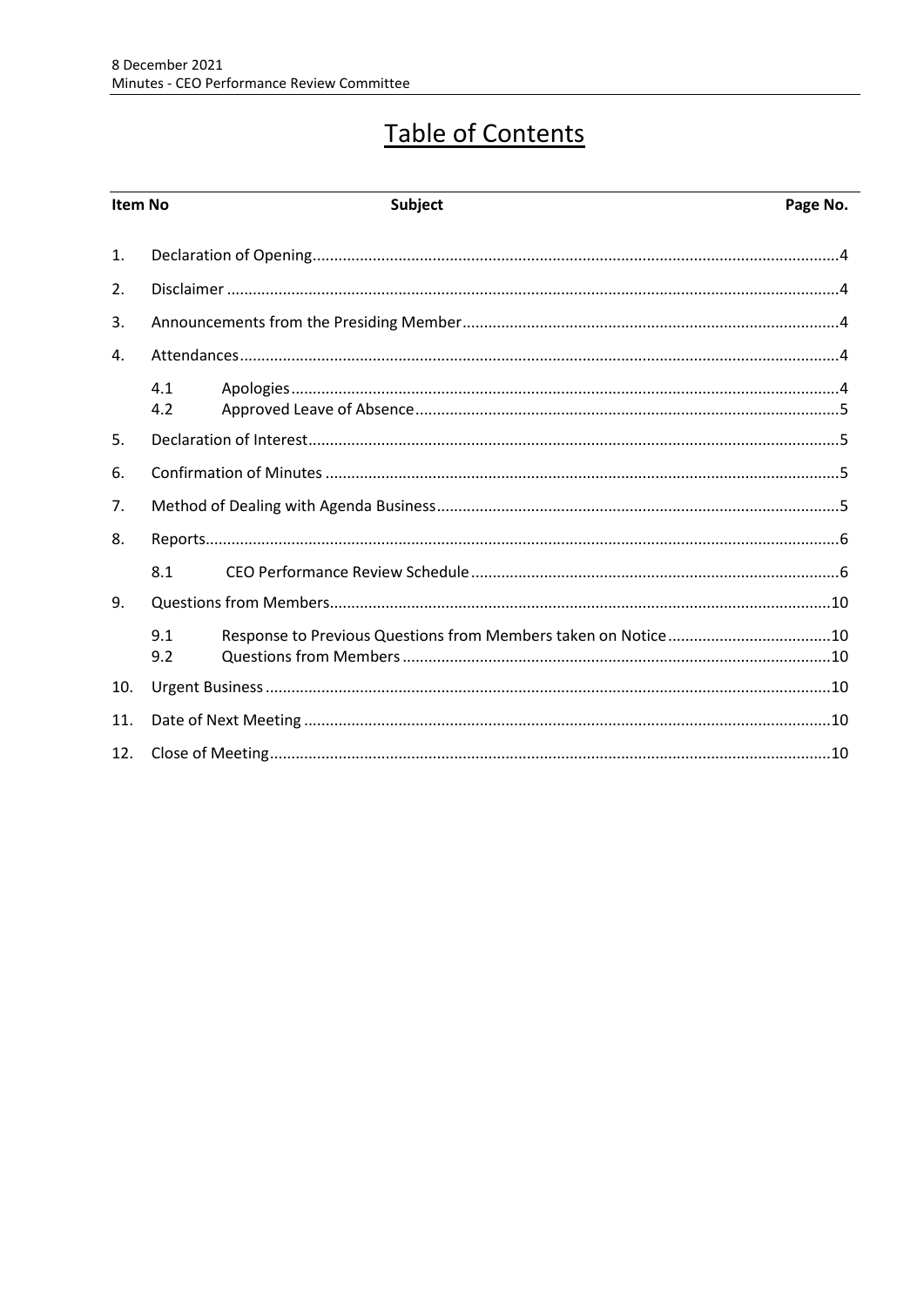# Table of Contents

| Item No | | Subject | Page No. |
|---|---|---|---|
| 1. | | Declaration of Opening | 4 |
| 2. | | Disclaimer | 4 |
| 3. | | Announcements from the Presiding Member | 4 |
| 4. | | Attendances | 4 |
| | 4.1 | Apologies | 4 |
| | 4.2 | Approved Leave of Absence | 5 |
| 5. | | Declaration of Interest | 5 |
| 6. | | Confirmation of Minutes | 5 |
| 7. | | Method of Dealing with Agenda Business | 5 |
| 8. | | Reports | 6 |
| | 8.1 | CEO Performance Review Schedule | 6 |
| 9. | | Questions from Members | 10 |
| | 9.1 | Response to Previous Questions from Members taken on Notice | 10 |
| | 9.2 | Questions from Members | 10 |
| 10. | | Urgent Business | 10 |
| 11. | | Date of Next Meeting | 10 |
| 12. | | Close of Meeting | 10 |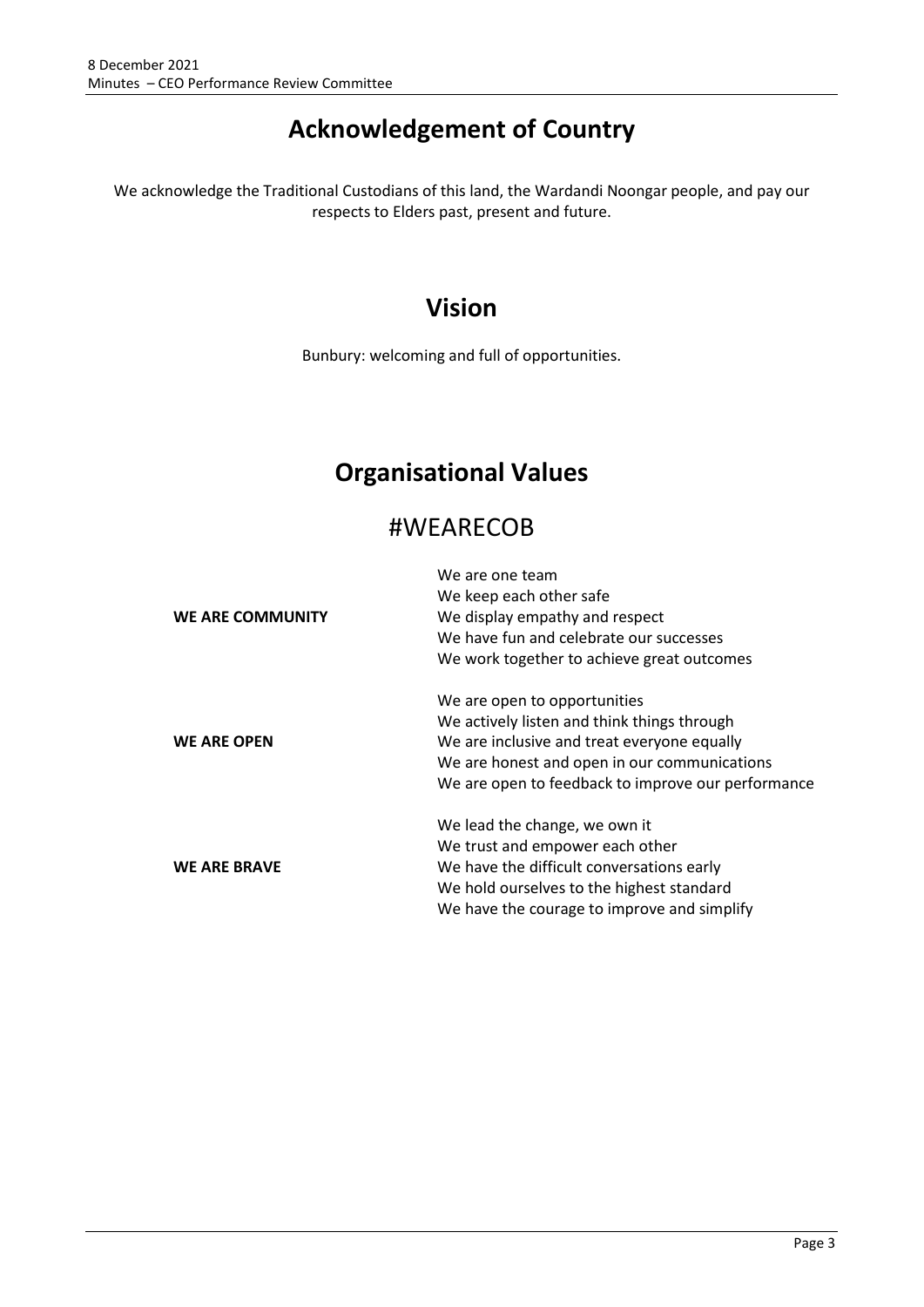# Acknowledgement of Country

We acknowledge the Traditional Custodians of this land, the Wardandi Noongar people, and pay our respects to Elders past, present and future.

# Vision

Bunbury: welcoming and full of opportunities.

# Organisational Values

## #WEARECOB

| | |
|---|---|
| **WE ARE COMMUNITY** | We are one team<br>We keep each other safe<br>We display empathy and respect<br>We have fun and celebrate our successes<br>We work together to achieve great outcomes |
| **WE ARE OPEN** | We are open to opportunities<br>We actively listen and think things through<br>We are inclusive and treat everyone equally<br>We are honest and open in our communications<br>We are open to feedback to improve our performance |
| **WE ARE BRAVE** | We lead the change, we own it<br>We trust and empower each other<br>We have the difficult conversations early<br>We hold ourselves to the highest standard<br>We have the courage to improve and simplify |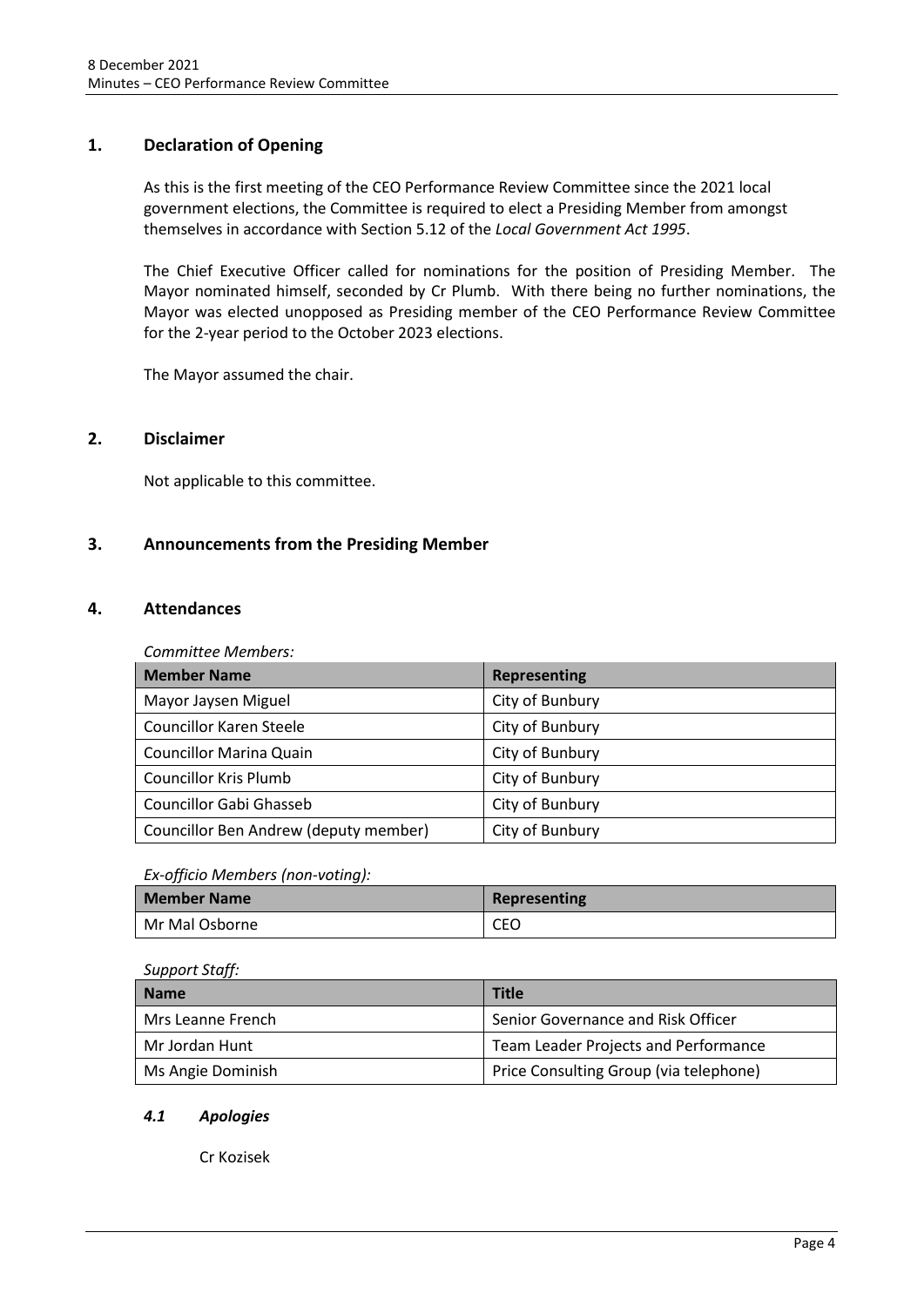## 1. Declaration of Opening

As this is the first meeting of the CEO Performance Review Committee since the 2021 local government elections, the Committee is required to elect a Presiding Member from amongst themselves in accordance with Section 5.12 of the *Local Government Act 1995*.

The Chief Executive Officer called for nominations for the position of Presiding Member. The Mayor nominated himself, seconded by Cr Plumb. With there being no further nominations, the Mayor was elected unopposed as Presiding member of the CEO Performance Review Committee for the 2-year period to the October 2023 elections.

The Mayor assumed the chair.

## 2. Disclaimer

Not applicable to this committee.

## 3. Announcements from the Presiding Member

## 4. Attendances

*Committee Members:*

| Member Name | Representing |
| --- | --- |
| Mayor Jaysen Miguel | City of Bunbury |
| Councillor Karen Steele | City of Bunbury |
| Councillor Marina Quain | City of Bunbury |
| Councillor Kris Plumb | City of Bunbury |
| Councillor Gabi Ghasseb | City of Bunbury |
| Councillor Ben Andrew (deputy member) | City of Bunbury |

*Ex-officio Members (non-voting):*

| Member Name | Representing |
| --- | --- |
| Mr Mal Osborne | CEO |

*Support Staff:*

| Name | Title |
| --- | --- |
| Mrs Leanne French | Senior Governance and Risk Officer |
| Mr Jordan Hunt | Team Leader Projects and Performance |
| Ms Angie Dominish | Price Consulting Group (via telephone) |

### *4.1 Apologies*

Cr Kozisek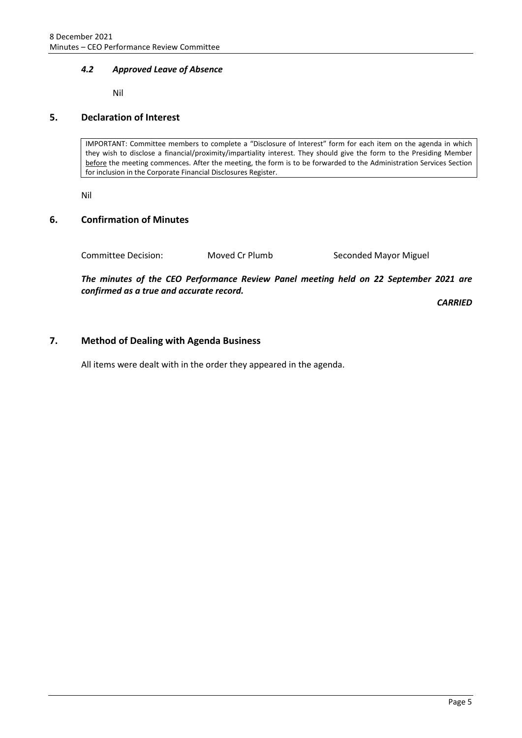### *4.2 Approved Leave of Absence*

Nil

## 5. Declaration of Interest

> IMPORTANT: Committee members to complete a "Disclosure of Interest" form for each item on the agenda in which they wish to disclose a financial/proximity/impartiality interest. They should give the form to the Presiding Member before the meeting commences. After the meeting, the form is to be forwarded to the Administration Services Section for inclusion in the Corporate Financial Disclosures Register.

Nil

## 6. Confirmation of Minutes

Committee Decision: Moved Cr Plumb Seconded Mayor Miguel

***The minutes of the CEO Performance Review Panel meeting held on 22 September 2021 are confirmed as a true and accurate record.***

***CARRIED***

## 7. Method of Dealing with Agenda Business

All items were dealt with in the order they appeared in the agenda.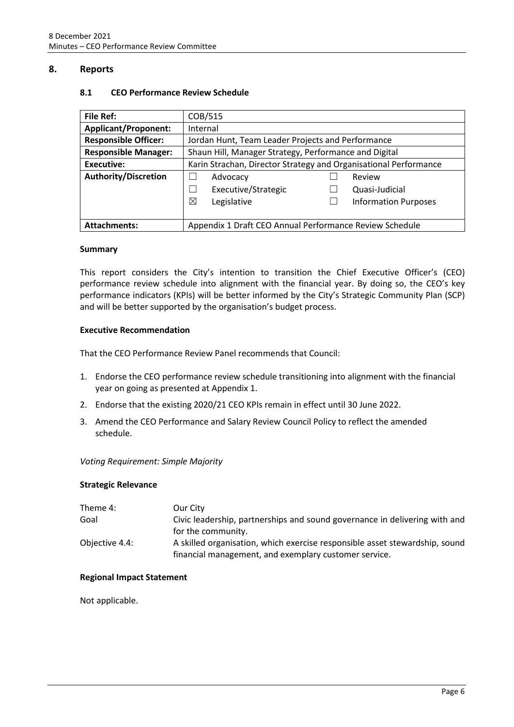## 8. Reports

### 8.1 CEO Performance Review Schedule

| File Ref: | COB/515 |
|---|---|
| **Applicant/Proponent:** | Internal |
| **Responsible Officer:** | Jordan Hunt, Team Leader Projects and Performance |
| **Responsible Manager:** | Shaun Hill, Manager Strategy, Performance and Digital |
| **Executive:** | Karin Strachan, Director Strategy and Organisational Performance |
| **Authority/Discretion** | ☐ Advocacy ☐ Review<br>☐ Executive/Strategic ☐ Quasi-Judicial<br>☒ Legislative ☐ Information Purposes |
| **Attachments:** | Appendix 1 Draft CEO Annual Performance Review Schedule |

**Summary**

This report considers the City's intention to transition the Chief Executive Officer's (CEO) performance review schedule into alignment with the financial year. By doing so, the CEO's key performance indicators (KPIs) will be better informed by the City's Strategic Community Plan (SCP) and will be better supported by the organisation's budget process.

**Executive Recommendation**

That the CEO Performance Review Panel recommends that Council:

1. Endorse the CEO performance review schedule transitioning into alignment with the financial year on going as presented at Appendix 1.
2. Endorse that the existing 2020/21 CEO KPIs remain in effect until 30 June 2022.
3. Amend the CEO Performance and Salary Review Council Policy to reflect the amended schedule.

*Voting Requirement: Simple Majority*

**Strategic Relevance**

| | |
|---|---|
| Theme 4: | Our City |
| Goal | Civic leadership, partnerships and sound governance in delivering with and for the community. |
| Objective 4.4: | A skilled organisation, which exercise responsible asset stewardship, sound financial management, and exemplary customer service. |

**Regional Impact Statement**

Not applicable.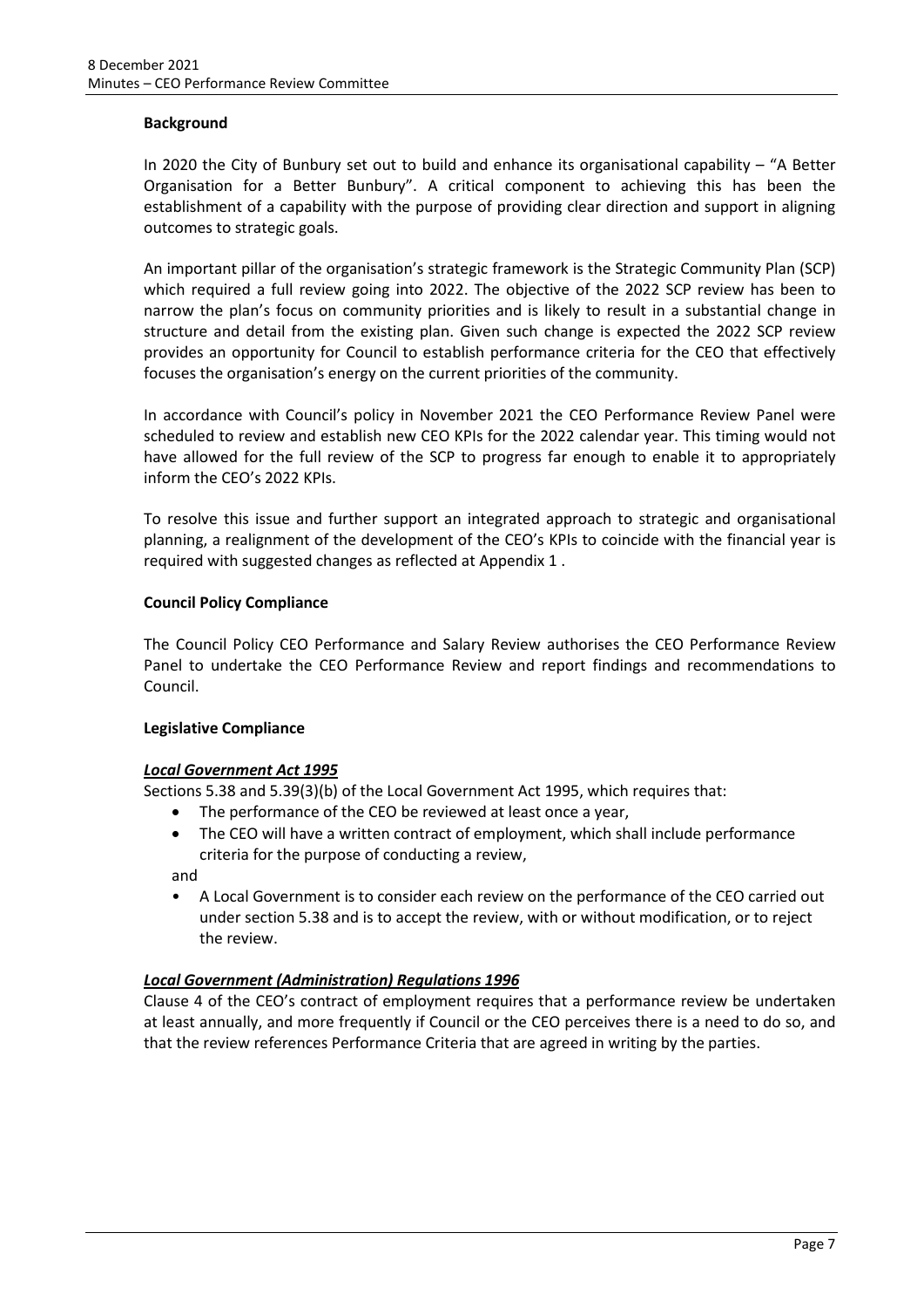**Background**

In 2020 the City of Bunbury set out to build and enhance its organisational capability – "A Better Organisation for a Better Bunbury". A critical component to achieving this has been the establishment of a capability with the purpose of providing clear direction and support in aligning outcomes to strategic goals.

An important pillar of the organisation's strategic framework is the Strategic Community Plan (SCP) which required a full review going into 2022. The objective of the 2022 SCP review has been to narrow the plan's focus on community priorities and is likely to result in a substantial change in structure and detail from the existing plan. Given such change is expected the 2022 SCP review provides an opportunity for Council to establish performance criteria for the CEO that effectively focuses the organisation's energy on the current priorities of the community.

In accordance with Council's policy in November 2021 the CEO Performance Review Panel were scheduled to review and establish new CEO KPIs for the 2022 calendar year. This timing would not have allowed for the full review of the SCP to progress far enough to enable it to appropriately inform the CEO's 2022 KPIs.

To resolve this issue and further support an integrated approach to strategic and organisational planning, a realignment of the development of the CEO's KPIs to coincide with the financial year is required with suggested changes as reflected at Appendix 1 .

**Council Policy Compliance**

The Council Policy CEO Performance and Salary Review authorises the CEO Performance Review Panel to undertake the CEO Performance Review and report findings and recommendations to Council.

**Legislative Compliance**

***Local Government Act 1995***

Sections 5.38 and 5.39(3)(b) of the Local Government Act 1995, which requires that:

- The performance of the CEO be reviewed at least once a year,
- The CEO will have a written contract of employment, which shall include performance criteria for the purpose of conducting a review,

and

- A Local Government is to consider each review on the performance of the CEO carried out under section 5.38 and is to accept the review, with or without modification, or to reject the review.

***Local Government (Administration) Regulations 1996***

Clause 4 of the CEO's contract of employment requires that a performance review be undertaken at least annually, and more frequently if Council or the CEO perceives there is a need to do so, and that the review references Performance Criteria that are agreed in writing by the parties.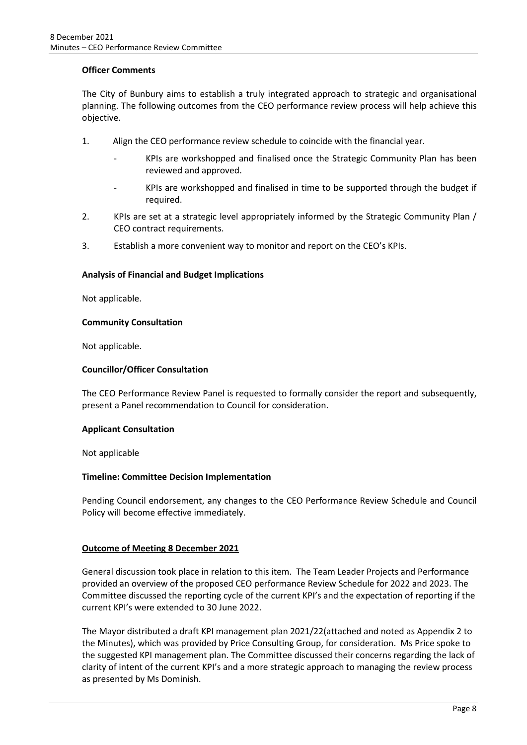**Officer Comments**

The City of Bunbury aims to establish a truly integrated approach to strategic and organisational planning. The following outcomes from the CEO performance review process will help achieve this objective.

1. Align the CEO performance review schedule to coincide with the financial year.
   - KPIs are workshopped and finalised once the Strategic Community Plan has been reviewed and approved.
   - KPIs are workshopped and finalised in time to be supported through the budget if required.
2. KPIs are set at a strategic level appropriately informed by the Strategic Community Plan / CEO contract requirements.
3. Establish a more convenient way to monitor and report on the CEO's KPIs.

**Analysis of Financial and Budget Implications**

Not applicable.

**Community Consultation**

Not applicable.

**Councillor/Officer Consultation**

The CEO Performance Review Panel is requested to formally consider the report and subsequently, present a Panel recommendation to Council for consideration.

**Applicant Consultation**

Not applicable

**Timeline: Committee Decision Implementation**

Pending Council endorsement, any changes to the CEO Performance Review Schedule and Council Policy will become effective immediately.

**Outcome of Meeting 8 December 2021**

General discussion took place in relation to this item. The Team Leader Projects and Performance provided an overview of the proposed CEO performance Review Schedule for 2022 and 2023. The Committee discussed the reporting cycle of the current KPI's and the expectation of reporting if the current KPI's were extended to 30 June 2022.

The Mayor distributed a draft KPI management plan 2021/22(attached and noted as Appendix 2 to the Minutes), which was provided by Price Consulting Group, for consideration. Ms Price spoke to the suggested KPI management plan. The Committee discussed their concerns regarding the lack of clarity of intent of the current KPI's and a more strategic approach to managing the review process as presented by Ms Dominish.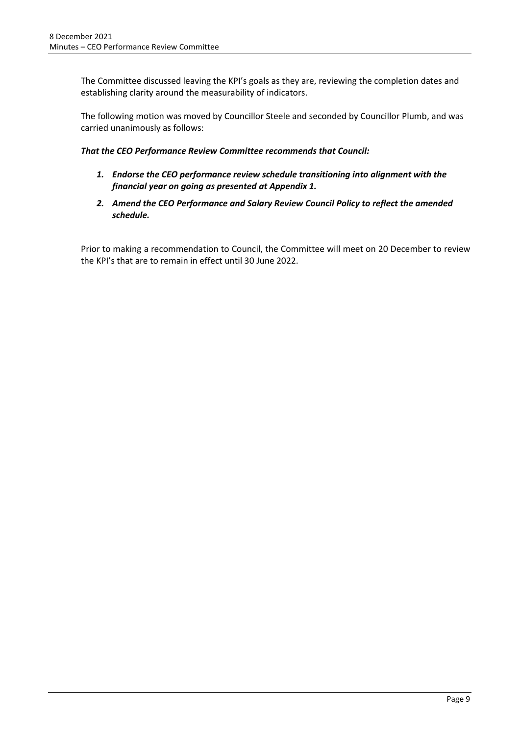The Committee discussed leaving the KPI's goals as they are, reviewing the completion dates and establishing clarity around the measurability of indicators.

The following motion was moved by Councillor Steele and seconded by Councillor Plumb, and was carried unanimously as follows:

***That the CEO Performance Review Committee recommends that Council:***

1. ***Endorse the CEO performance review schedule transitioning into alignment with the financial year on going as presented at Appendix 1.***
2. ***Amend the CEO Performance and Salary Review Council Policy to reflect the amended schedule.***

Prior to making a recommendation to Council, the Committee will meet on 20 December to review the KPI's that are to remain in effect until 30 June 2022.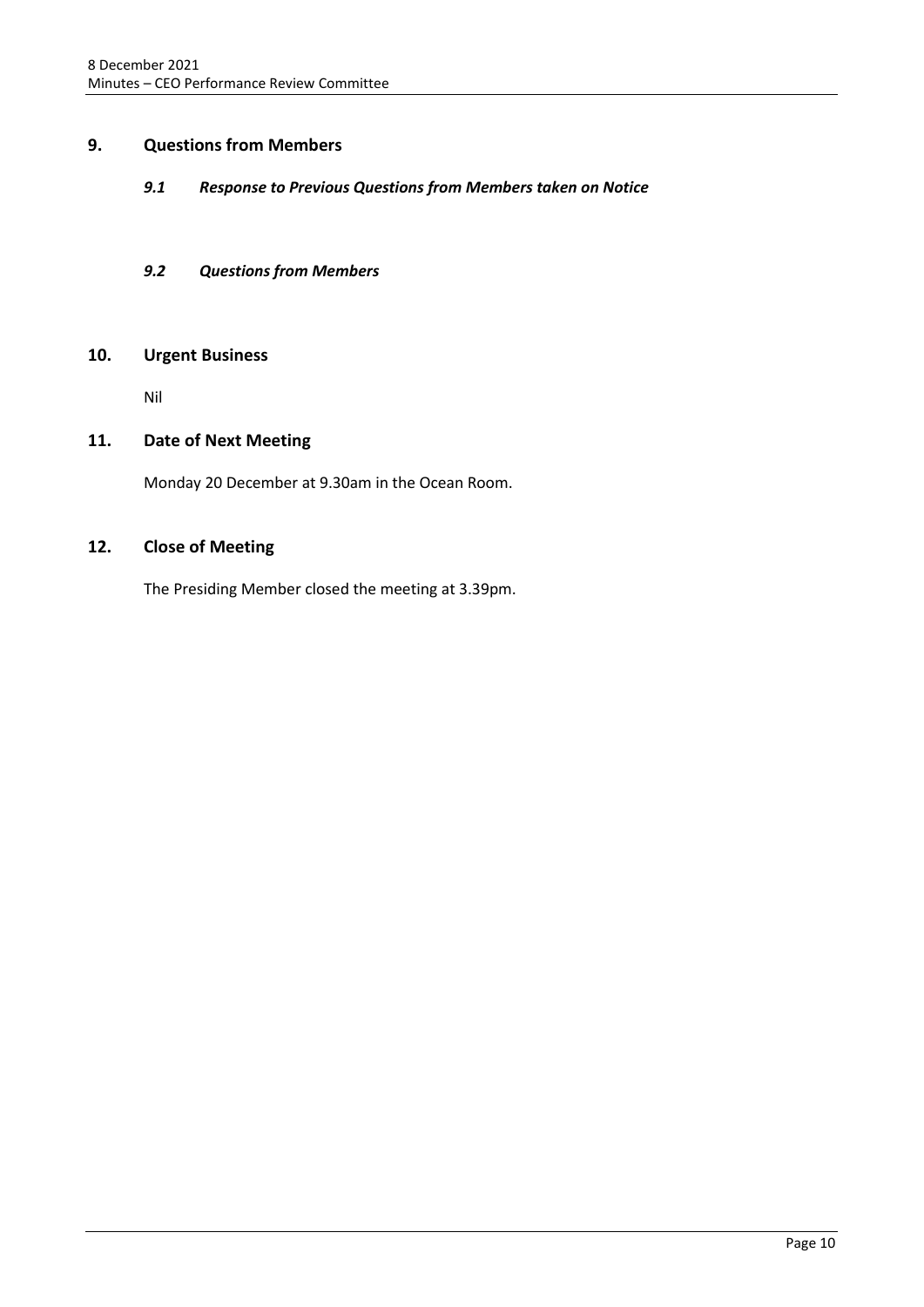## 9. Questions from Members

### *9.1 Response to Previous Questions from Members taken on Notice*

### *9.2 Questions from Members*

## 10. Urgent Business

Nil

## 11. Date of Next Meeting

Monday 20 December at 9.30am in the Ocean Room.

## 12. Close of Meeting

The Presiding Member closed the meeting at 3.39pm.